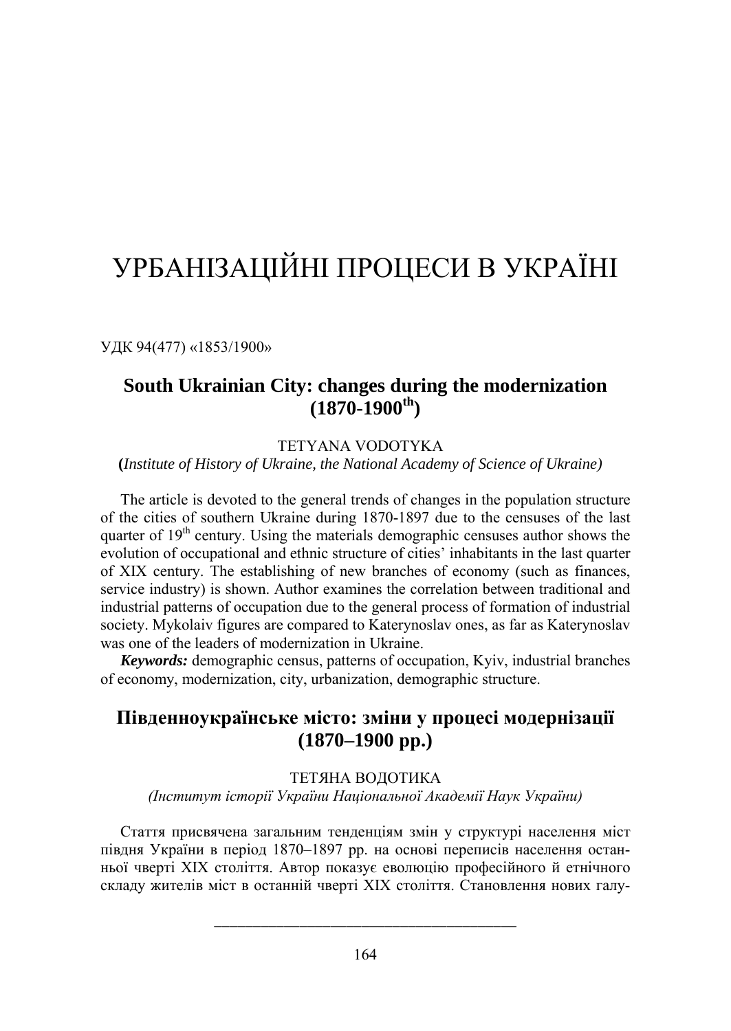# УРБАНІЗАЦІЙНІ ПРОЦЕСИ В УКРАЇНІ

УДК 94(477) «1853/1900»

## South Ukrainian City: changes during the modernization (1870-1900th)

TETYANA VODOTYKA

**(***Institute of History of Ukraine, the National Academy of Science of Ukraine)*

The article is devoted to the general trends of changes in the population structure of the cities of southern Ukraine during 1870-1897 due to the censuses of the last quarter of 19th century. Using the materials demographic censuses author shows the evolution of occupational and ethnic structure of cities' inhabitants in the last quarter of XIX century. The establishing of new branches of economy (such as finances, service industry) is shown. Author examines the correlation between traditional and industrial patterns of occupation due to the general process of formation of industrial society. Mykolaiv figures are compared to Katerynoslav ones, as far as Katerynoslav was one of the leaders of modernization in Ukraine.

***Keywords:*** demographic census, patterns of occupation, Kyiv, industrial branches of economy, modernization, city, urbanization, demographic structure.

## Південноукраїнське місто: зміни у процесі модернізації (1870–1900 рр.)

ТЕТЯНА ВОДОТИКА

*(Інститут історії України Національної Академії Наук України)*

Стаття присвячена загальним тенденціям змін у структурі населення міст півдня України в період 1870–1897 рр. на основі переписів населення останньої чверті ХІХ століття. Автор показує еволюцію професійного й етнічного складу жителів міст в останній чверті ХІХ століття. Становлення нових галу-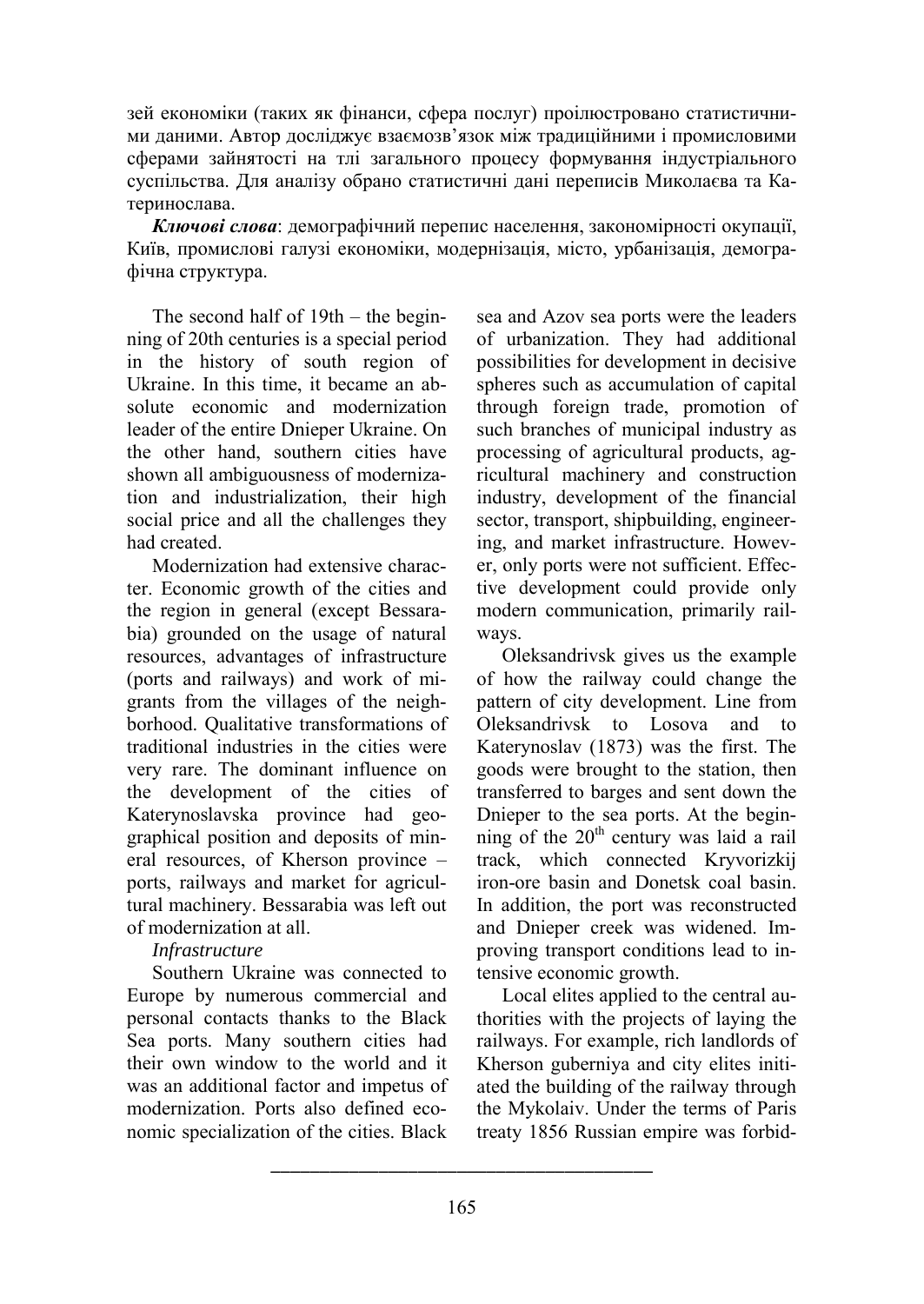зей економіки (таких як фінанси, сфера послуг) проілюстровано статистичними даними. Автор досліджує взаємозв'язок між традиційними і промисловими сферами зайнятості на тлі загального процесу формування індустріального суспільства. Для аналізу обрано статистичні дані переписів Миколаєва та Катеринослава.

***Ключові слова***: демографічний перепис населення, закономірності окупації, Київ, промислові галузі економіки, модернізація, місто, урбанізація, демографічна структура.

The second half of 19th – the beginning of 20th centuries is a special period in the history of south region of Ukraine. In this time, it became an absolute economic and modernization leader of the entire Dnieper Ukraine. On the other hand, southern cities have shown all ambiguousness of modernization and industrialization, their high social price and all the challenges they had created.

Modernization had extensive character. Economic growth of the cities and the region in general (except Bessarabia) grounded on the usage of natural resources, advantages of infrastructure (ports and railways) and work of migrants from the villages of the neighborhood. Qualitative transformations of traditional industries in the cities were very rare. The dominant influence on the development of the cities of Katerynoslavska province had geographical position and deposits of mineral resources, of Kherson province – ports, railways and market for agricultural machinery. Bessarabia was left out of modernization at all.

*Infrastructure*

Southern Ukraine was connected to Europe by numerous commercial and personal contacts thanks to the Black Sea ports. Many southern cities had their own window to the world and it was an additional factor and impetus of modernization. Ports also defined economic specialization of the cities. Black sea and Azov sea ports were the leaders of urbanization. They had additional possibilities for development in decisive spheres such as accumulation of capital through foreign trade, promotion of such branches of municipal industry as processing of agricultural products, agricultural machinery and construction industry, development of the financial sector, transport, shipbuilding, engineering, and market infrastructure. However, only ports were not sufficient. Effective development could provide only modern communication, primarily railways.

Oleksandrivsk gives us the example of how the railway could change the pattern of city development. Line from Oleksandrivsk to Losova and to Katerynoslav (1873) was the first. The goods were brought to the station, then transferred to barges and sent down the Dnieper to the sea ports. At the beginning of the 20th century was laid a rail track, which connected Kryvorizkij iron-ore basin and Donetsk coal basin. In addition, the port was reconstructed and Dnieper creek was widened. Improving transport conditions lead to intensive economic growth.

Local elites applied to the central authorities with the projects of laying the railways. For example, rich landlords of Kherson guberniya and city elites initiated the building of the railway through the Mykolaiv. Under the terms of Paris treaty 1856 Russian empire was forbid-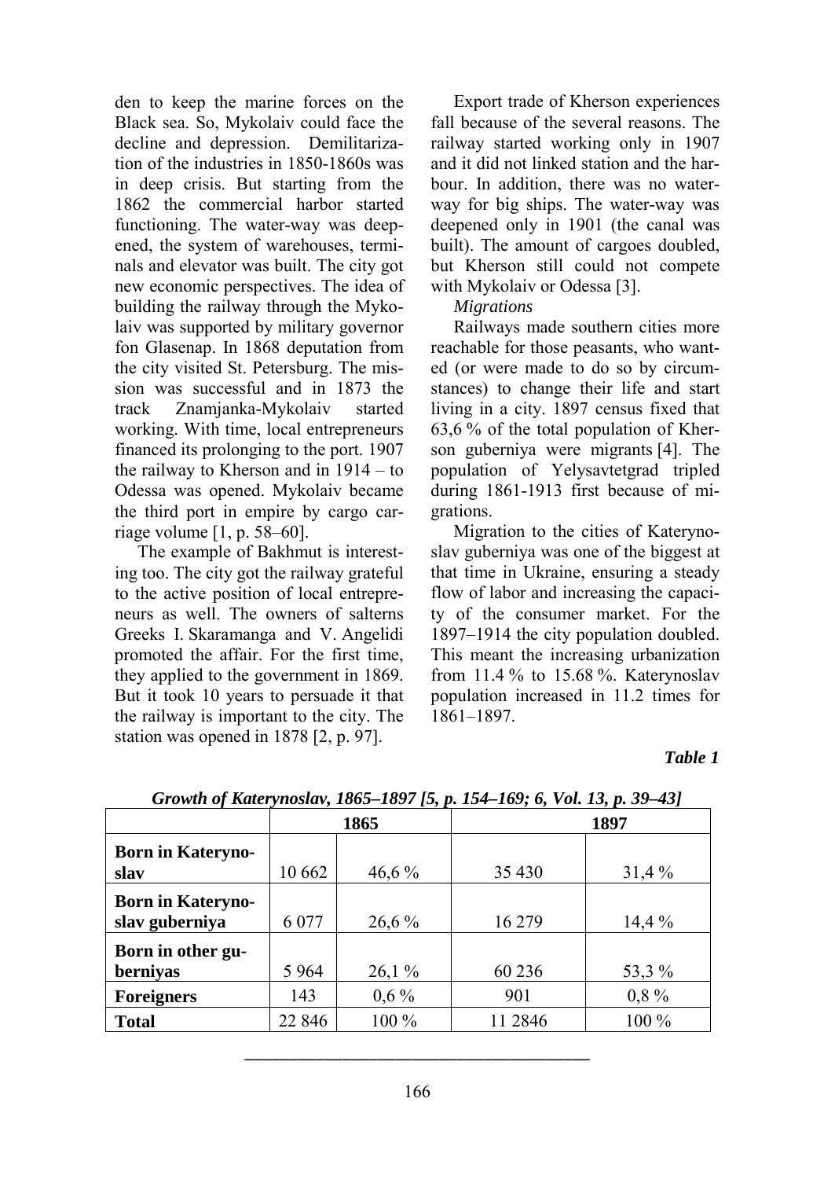den to keep the marine forces on the Black sea. So, Mykolaiv could face the decline and depression. Demilitarization of the industries in 1850-1860s was in deep crisis. But starting from the 1862 the commercial harbor started functioning. The water-way was deepened, the system of warehouses, terminals and elevator was built. The city got new economic perspectives. The idea of building the railway through the Mykolaiv was supported by military governor fon Glasenap. In 1868 deputation from the city visited St. Petersburg. The mission was successful and in 1873 the track Znamjanka-Mykolaiv started working. With time, local entrepreneurs financed its prolonging to the port. 1907 the railway to Kherson and in 1914 – to Odessa was opened. Mykolaiv became the third port in empire by cargo carriage volume [1, p. 58–60].

The example of Bakhmut is interesting too. The city got the railway grateful to the active position of local entrepreneurs as well. The owners of salterns Greeks I. Skaramanga and V. Angelidi promoted the affair. For the first time, they applied to the government in 1869. But it took 10 years to persuade it that the railway is important to the city. The station was opened in 1878 [2, p. 97].

Export trade of Kherson experiences fall because of the several reasons. The railway started working only in 1907 and it did not linked station and the harbour. In addition, there was no waterway for big ships. The water-way was deepened only in 1901 (the canal was built). The amount of cargoes doubled, but Kherson still could not compete with Mykolaiv or Odessa [3].

*Migrations*

Railways made southern cities more reachable for those peasants, who wanted (or were made to do so by circumstances) to change their life and start living in a city. 1897 census fixed that 63,6 % of the total population of Kherson guberniya were migrants [4]. The population of Yelysavtetgrad tripled during 1861-1913 first because of migrations.

Migration to the cities of Katerynoslav guberniya was one of the biggest at that time in Ukraine, ensuring a steady flow of labor and increasing the capacity of the consumer market. For the 1897–1914 the city population doubled. This meant the increasing urbanization from 11.4 % to 15.68 %. Katerynoslav population increased in 11.2 times for 1861–1897.

***Table 1***

***Growth of Katerynoslav, 1865–1897 [5, p. 154–169; 6, Vol. 13, p. 39–43]***

| | 1865 | | 1897 | |
|---|---|---|---|---|
| **Born in Katerynoslav** | 10 662 | 46,6 % | 35 430 | 31,4 % |
| **Born in Katerynoslav guberniya** | 6 077 | 26,6 % | 16 279 | 14,4 % |
| **Born in other guberniyas** | 5 964 | 26,1 % | 60 236 | 53,3 % |
| **Foreigners** | 143 | 0,6 % | 901 | 0,8 % |
| **Total** | 22 846 | 100 % | 11 2846 | 100 % |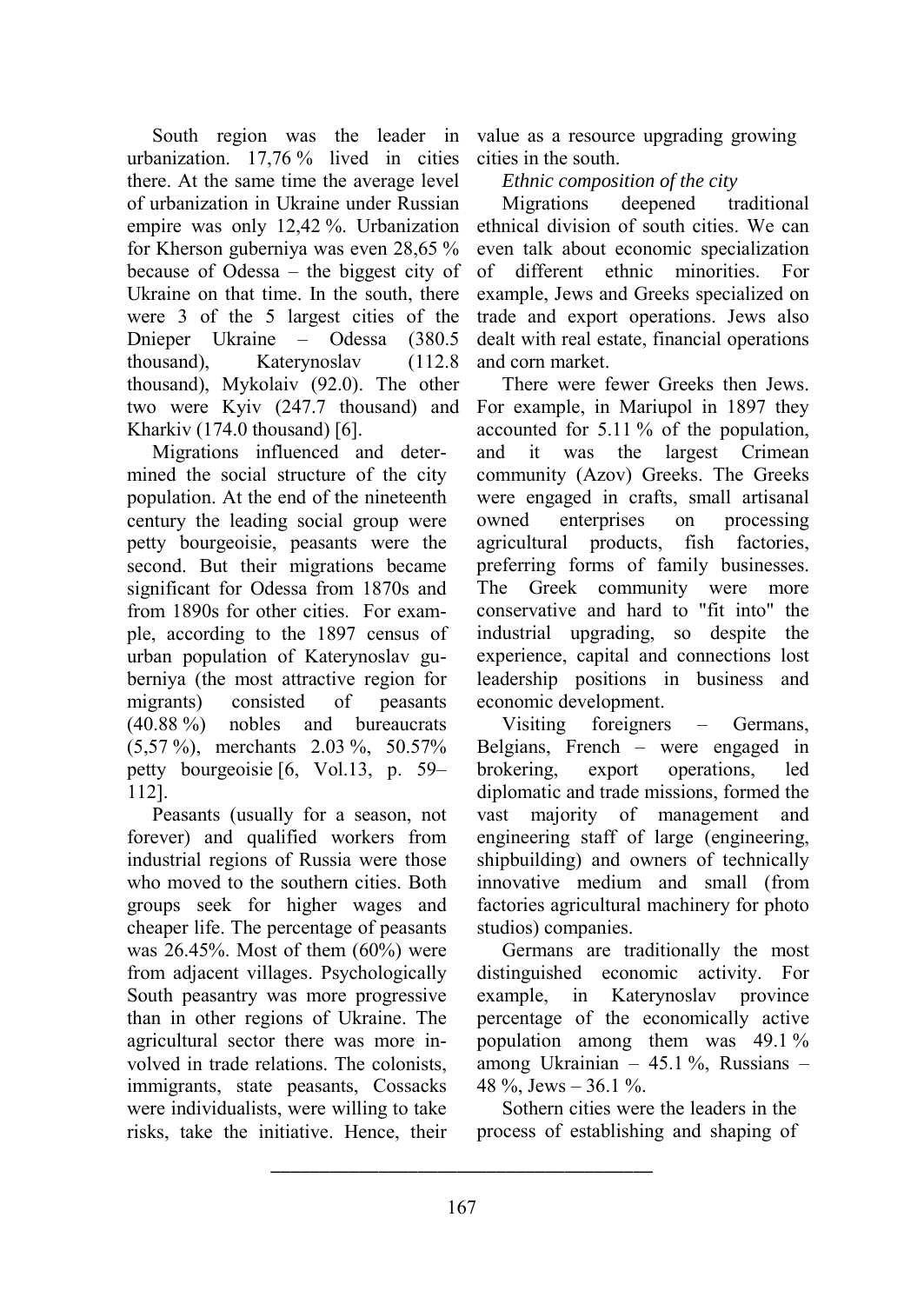South region was the leader in urbanization. 17,76 % lived in cities there. At the same time the average level of urbanization in Ukraine under Russian empire was only 12,42 %. Urbanization for Kherson guberniya was even 28,65 % because of Odessa – the biggest city of Ukraine on that time. In the south, there were 3 of the 5 largest cities of the Dnieper Ukraine – Odessa (380.5 thousand), Katerynoslav (112.8 thousand), Mykolaiv (92.0). The other two were Kyiv (247.7 thousand) and Kharkiv (174.0 thousand) [6].

Migrations influenced and determined the social structure of the city population. At the end of the nineteenth century the leading social group were petty bourgeoisie, peasants were the second. But their migrations became significant for Odessa from 1870s and from 1890s for other cities. For example, according to the 1897 census of urban population of Katerynoslav guberniya (the most attractive region for migrants) consisted of peasants (40.88 %) nobles and bureaucrats (5,57 %), merchants 2.03 %, 50.57% petty bourgeoisie [6, Vol.13, p. 59–112].

Peasants (usually for a season, not forever) and qualified workers from industrial regions of Russia were those who moved to the southern cities. Both groups seek for higher wages and cheaper life. The percentage of peasants was 26.45%. Most of them (60%) were from adjacent villages. Psychologically South peasantry was more progressive than in other regions of Ukraine. The agricultural sector there was more involved in trade relations. The colonists, immigrants, state peasants, Cossacks were individualists, were willing to take risks, take the initiative. Hence, their value as a resource upgrading growing cities in the south.

*Ethnic composition of the city*

Migrations deepened traditional ethnical division of south cities. We can even talk about economic specialization of different ethnic minorities. For example, Jews and Greeks specialized on trade and export operations. Jews also dealt with real estate, financial operations and corn market.

There were fewer Greeks then Jews. For example, in Mariupol in 1897 they accounted for 5.11 % of the population, and it was the largest Crimean community (Azov) Greeks. The Greeks were engaged in crafts, small artisanal owned enterprises on processing agricultural products, fish factories, preferring forms of family businesses. The Greek community were more conservative and hard to "fit into" the industrial upgrading, so despite the experience, capital and connections lost leadership positions in business and economic development.

Visiting foreigners – Germans, Belgians, French – were engaged in brokering, export operations, led diplomatic and trade missions, formed the vast majority of management and engineering staff of large (engineering, shipbuilding) and owners of technically innovative medium and small (from factories agricultural machinery for photo studios) companies.

Germans are traditionally the most distinguished economic activity. For example, in Katerynoslav province percentage of the economically active population among them was 49.1 % among Ukrainian – 45.1 %, Russians – 48 %, Jews – 36.1 %.

Sothern cities were the leaders in the process of establishing and shaping of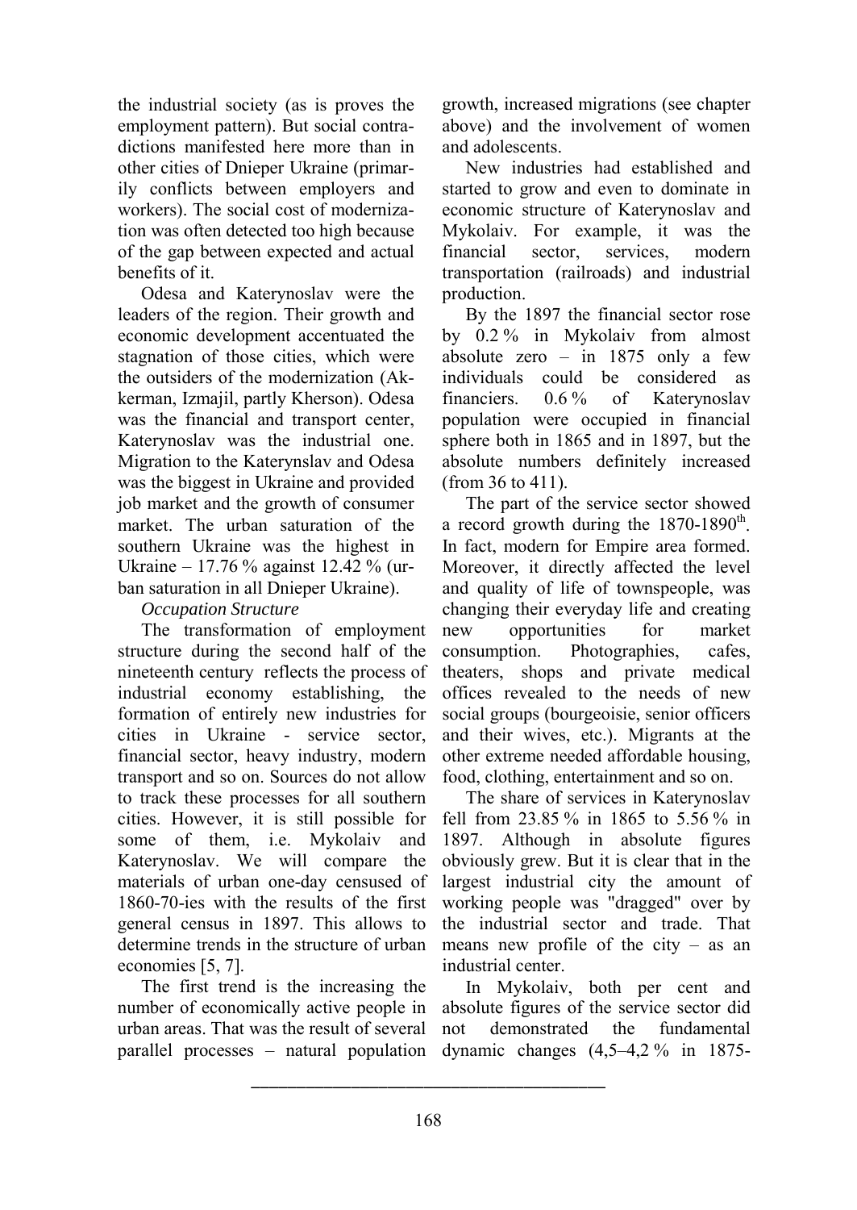the industrial society (as is proves the employment pattern). But social contradictions manifested here more than in other cities of Dnieper Ukraine (primarily conflicts between employers and workers). The social cost of modernization was often detected too high because of the gap between expected and actual benefits of it.

Odesa and Katerynoslav were the leaders of the region. Their growth and economic development accentuated the stagnation of those cities, which were the outsiders of the modernization (Akkerman, Izmajil, partly Kherson). Odesa was the financial and transport center, Katerynoslav was the industrial one. Migration to the Katerynslav and Odesa was the biggest in Ukraine and provided job market and the growth of consumer market. The urban saturation of the southern Ukraine was the highest in Ukraine – 17.76 % against 12.42 % (urban saturation in all Dnieper Ukraine).

*Occupation Structure*

The transformation of employment structure during the second half of the nineteenth century reflects the process of industrial economy establishing, the formation of entirely new industries for cities in Ukraine - service sector, financial sector, heavy industry, modern transport and so on. Sources do not allow to track these processes for all southern cities. However, it is still possible for some of them, i.e. Mykolaiv and Katerynoslav. We will compare the materials of urban one-day censused of 1860-70-ies with the results of the first general census in 1897. This allows to determine trends in the structure of urban economies [5, 7].

The first trend is the increasing the number of economically active people in urban areas. That was the result of several parallel processes – natural population growth, increased migrations (see chapter above) and the involvement of women and adolescents.

New industries had established and started to grow and even to dominate in economic structure of Katerynoslav and Mykolaiv. For example, it was the financial sector, services, modern transportation (railroads) and industrial production.

By the 1897 the financial sector rose by 0.2 % in Mykolaiv from almost absolute zero – in 1875 only a few individuals could be considered as financiers. 0.6 % of Katerynoslav population were occupied in financial sphere both in 1865 and in 1897, but the absolute numbers definitely increased (from 36 to 411).

The part of the service sector showed a record growth during the 1870-1890[th]. In fact, modern for Empire area formed. Moreover, it directly affected the level and quality of life of townspeople, was changing their everyday life and creating new opportunities for market consumption. Photographies, cafes, theaters, shops and private medical offices revealed to the needs of new social groups (bourgeoisie, senior officers and their wives, etc.). Migrants at the other extreme needed affordable housing, food, clothing, entertainment and so on.

The share of services in Katerynoslav fell from 23.85 % in 1865 to 5.56 % in 1897. Although in absolute figures obviously grew. But it is clear that in the largest industrial city the amount of working people was "dragged" over by the industrial sector and trade. That means new profile of the city – as an industrial center.

In Mykolaiv, both per cent and absolute figures of the service sector did not demonstrated the fundamental dynamic changes (4,5–4,2 % in 1875-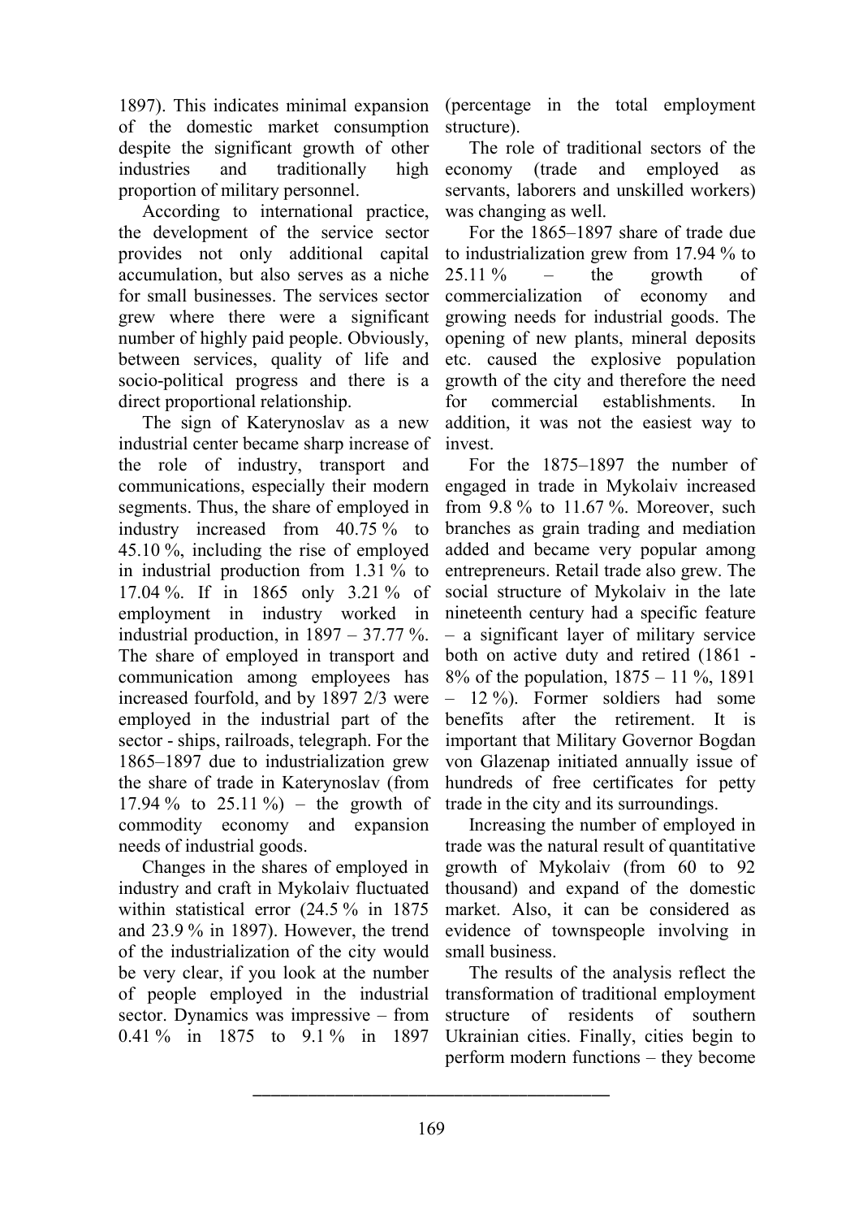1897). This indicates minimal expansion of the domestic market consumption despite the significant growth of other industries and traditionally high proportion of military personnel.

According to international practice, the development of the service sector provides not only additional capital accumulation, but also serves as a niche for small businesses. The services sector grew where there were a significant number of highly paid people. Obviously, between services, quality of life and socio-political progress and there is a direct proportional relationship.

The sign of Katerynoslav as a new industrial center became sharp increase of the role of industry, transport and communications, especially their modern segments. Thus, the share of employed in industry increased from 40.75 % to 45.10 %, including the rise of employed in industrial production from 1.31 % to 17.04 %. If in 1865 only 3.21 % of employment in industry worked in industrial production, in 1897 – 37.77 %. The share of employed in transport and communication among employees has increased fourfold, and by 1897 2/3 were employed in the industrial part of the sector - ships, railroads, telegraph. For the 1865–1897 due to industrialization grew the share of trade in Katerynoslav (from 17.94 % to 25.11 %) – the growth of commodity economy and expansion needs of industrial goods.

Changes in the shares of employed in industry and craft in Mykolaiv fluctuated within statistical error (24.5 % in 1875 and 23.9 % in 1897). However, the trend of the industrialization of the city would be very clear, if you look at the number of people employed in the industrial sector. Dynamics was impressive – from 0.41 % in 1875 to 9.1 % in 1897 (percentage in the total employment structure).

The role of traditional sectors of the economy (trade and employed as servants, laborers and unskilled workers) was changing as well.

For the 1865–1897 share of trade due to industrialization grew from 17.94 % to 25.11 % – the growth of commercialization of economy and growing needs for industrial goods. The opening of new plants, mineral deposits etc. caused the explosive population growth of the city and therefore the need for commercial establishments. In addition, it was not the easiest way to invest.

For the 1875–1897 the number of engaged in trade in Mykolaiv increased from 9.8 % to 11.67 %. Moreover, such branches as grain trading and mediation added and became very popular among entrepreneurs. Retail trade also grew. The social structure of Mykolaiv in the late nineteenth century had a specific feature – a significant layer of military service both on active duty and retired (1861 - 8% of the population, 1875 – 11 %, 1891 – 12 %). Former soldiers had some benefits after the retirement. It is important that Military Governor Bogdan von Glazenap initiated annually issue of hundreds of free certificates for petty trade in the city and its surroundings.

Increasing the number of employed in trade was the natural result of quantitative growth of Mykolaiv (from 60 to 92 thousand) and expand of the domestic market. Also, it can be considered as evidence of townspeople involving in small business.

The results of the analysis reflect the transformation of traditional employment structure of residents of southern Ukrainian cities. Finally, cities begin to perform modern functions – they become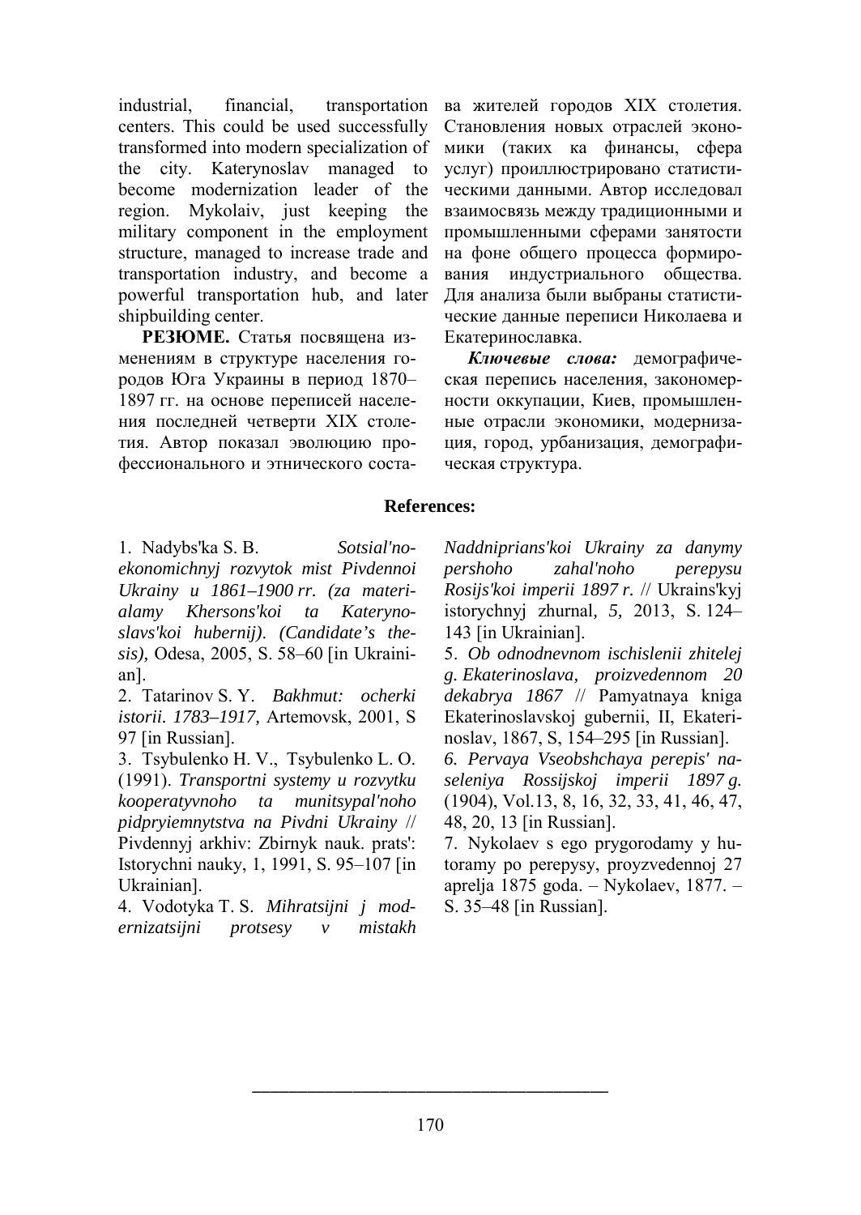industrial, financial, transportation centers. This could be used successfully transformed into modern specialization of the city. Katerynoslav managed to become modernization leader of the region. Mykolaiv, just keeping the military component in the employment structure, managed to increase trade and transportation industry, and become a powerful transportation hub, and later shipbuilding center.

**РЕЗЮМЕ.** Статья посвящена изменениям в структуре населения городов Юга Украины в период 1870–1897 гг. на основе переписей населения последней четверти XIX столетия. Автор показал эволюцию профессионального и этнического состава жителей городов XIX столетия. Становления новых отраслей экономики (таких ка финансы, сфера услуг) проиллюстрировано статистическими данными. Автор исследовал взаимосвязь между традиционными и промышленными сферами занятости на фоне общего процесса формирования индустриального общества. Для анализа были выбраны статистические данные переписи Николаева и Екатеринославка.

***Ключевые слова:*** демографическая перепись населения, закономерности оккупации, Киев, промышленные отрасли экономики, модернизация, город, урбанизация, демографическая структура.

## References:

1. Nadybs'ka S. B. *Sotsial'no-ekonomichnyj rozvytok mist Pivdennoi Ukrainy u 1861–1900 rr. (za materialamy Khersons'koi ta Katerynoslavs'koi hubernij). (Candidate's thesis),* Odesa, 2005, S. 58–60 [in Ukrainian].
2. Tatarinov S. Y. *Bakhmut: ocherki istorii. 1783–1917,* Artemovsk, 2001, S 97 [in Russian].
3. Tsybulenko H. V., Tsybulenko L. O. (1991). *Transportni systemy u rozvytku kooperatyvnoho ta munitsypal'noho pidpryiemnytstva na Pivdni Ukrainy* // Pivdennyj arkhiv: Zbirnyk nauk. prats': Istorychni nauky, 1, 1991, S. 95–107 [in Ukrainian].
4. Vodotyka T. S. *Mihratsijni j modernizatsijni protsesy v mistakh Naddniprians'koi Ukrainy za danymy pershoho zahal'noho perepysu Rosijs'koi imperii 1897 r.* // Ukrains'kyj istorychnyj zhurnal*, 5,* 2013, S. 124–143 [in Ukrainian].
5. *Ob odnodnevnom ischislenii zhitelej g. Ekaterinoslava, proizvedennom 20 dekabrya 1867* // Pamyatnaya kniga Ekaterinoslavskoj gubernii, II, Ekaterinoslav, 1867, S, 154–295 [in Russian].
6. *Pervaya Vseobshchaya perepis' naseleniya Rossijskoj imperii 1897 g.* (1904), Vol.13, 8, 16, 32, 33, 41, 46, 47, 48, 20, 13 [in Russian].
7. Nykolaev s ego prygorodamy y hutoramy po perepysy, proyzvedennoj 27 aprelja 1875 goda. – Nykolaev, 1877. – S. 35–48 [in Russian].